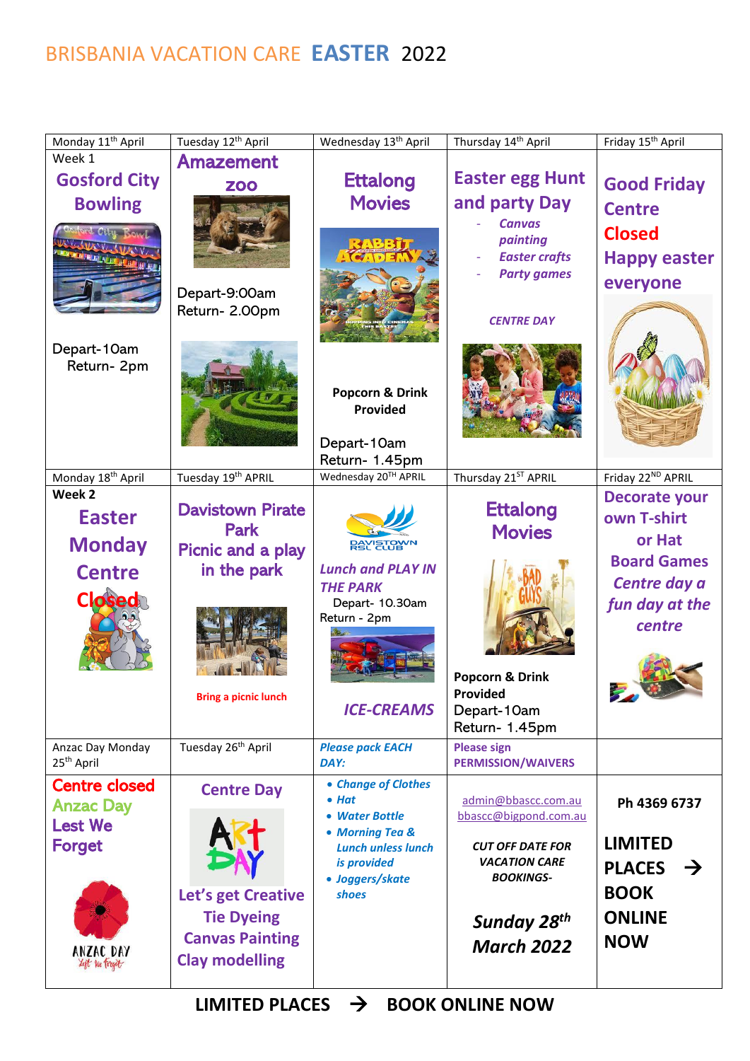# BRISBANIA VACATION CARE **EASTER** 2022

| Monday 11th April | Tuesday 12th April | Wednesday 13th April | Thursday 14th April | Friday 15th April |
|---|---|---|---|---|
| Week 1<br>**Gosford City Bowling**<br><br>Depart-10am<br>Return- 2pm | **Amazement zoo**<br><br>Depart-9:00am<br>Return- 2.00pm | **Ettalong Movies**<br><br>**Popcorn & Drink Provided**<br><br>Depart-10am<br>Return- 1.45pm | **Easter egg Hunt and party Day**<br>- *Canvas painting*<br>- *Easter crafts*<br>- *Party games*<br><br>***CENTRE DAY*** | **Good Friday Centre Closed Happy easter everyone** |
| Monday 18th April | Tuesday 19th APRIL | Wednesday 20TH APRIL | Thursday 21ST APRIL | Friday 22ND APRIL |
| **Week 2**<br>**Easter Monday Centre Closed** | **Davistown Pirate Park Picnic and a play in the park**<br><br>**Bring a picnic lunch** | DAVISTOWN RSL CLUB<br>***Lunch and PLAY IN THE PARK***<br>Depart- 10.30am<br>Return - 2pm<br><br>***ICE-CREAMS*** | **Ettalong Movies**<br><br>**Popcorn & Drink Provided**<br>Depart-10am<br>Return- 1.45pm | **Decorate your own T-shirt or Hat**<br>**Board Games**<br>***Centre day a fun day at the centre*** |
| Anzac Day Monday 25th April | Tuesday 26th April | ***Please pack EACH DAY:*** | **Please sign PERMISSION/WAIVERS** | |
| **Centre closed**<br>**Anzac Day Lest We Forget**<br><br>ANZAC DAY<br>Lest We Forget | **Centre Day**<br><br>ART DAY<br><br>**Let's get Creative Tie Dyeing Canvas Painting Clay modelling** | • ***Change of Clothes***<br>• ***Hat***<br>• ***Water Bottle***<br>• ***Morning Tea & Lunch unless lunch is provided***<br>• ***Joggers/skate shoes*** | admin@bbascc.com.au<br>bbascc@bigpond.com.au<br><br>***CUT OFF DATE FOR VACATION CARE BOOKINGS-***<br><br>***Sunday 28th March 2022*** | **Ph 4369 6737**<br><br>**LIMITED PLACES → BOOK ONLINE NOW** |

**LIMITED PLACES → BOOK ONLINE NOW**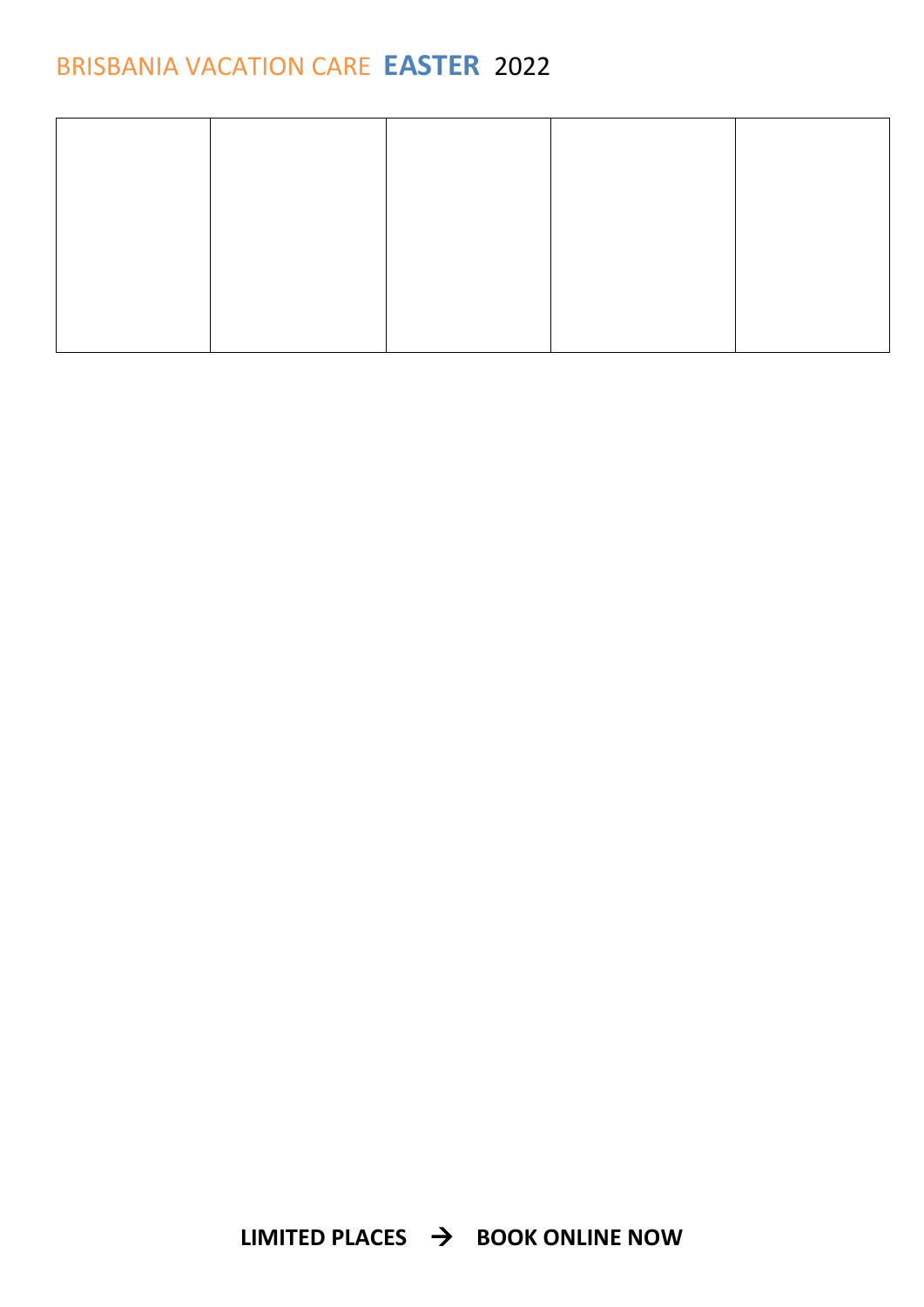BRISBANIA VACATION CARE **EASTER** 2022

| | | | | |
|---|---|---|---|---|
| | | | | |

**LIMITED PLACES → BOOK ONLINE NOW**